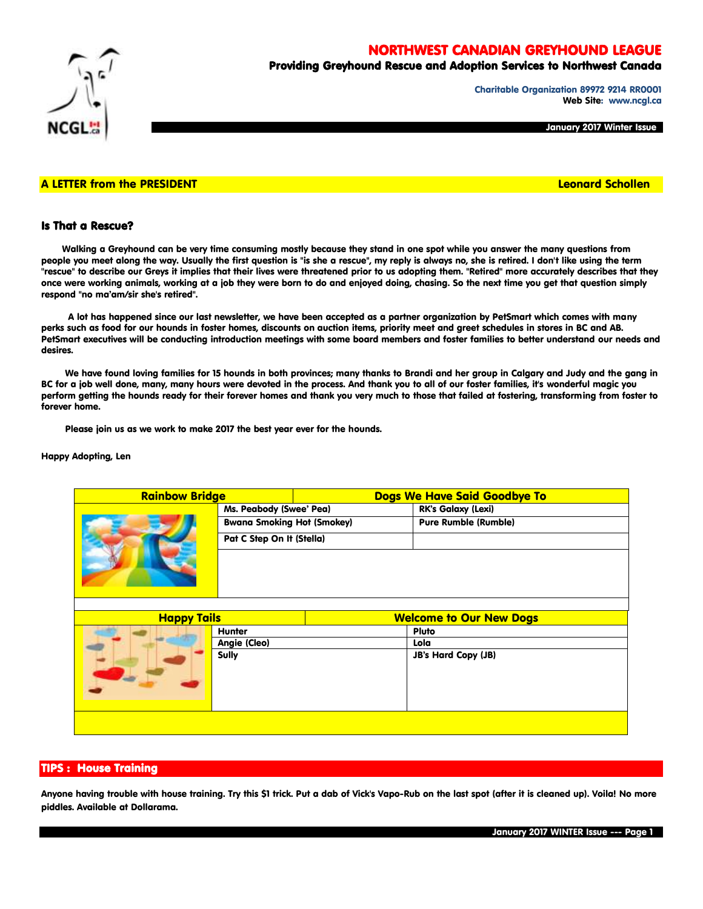# NORTHWEST CANADIAN GREYHOUND LEAGUE

**Providing Greyhound Rescue and Adoption Services to Northwest Canada**

**Charitable Organization 89972 9214 RR0001**
**Web Site: www.ncgl.ca**

**January 2017 Winter Issue**

## A LETTER from the PRESIDENT — Leonard Schollen

### Is That a Rescue?

Walking a Greyhound can be very time consuming mostly because they stand in one spot while you answer the many questions from people you meet along the way. Usually the first question is "is she a rescue", my reply is always no, she is retired. I don't like using the term "rescue" to describe our Greys it implies that their lives were threatened prior to us adopting them. "Retired" more accurately describes that they once were working animals, working at a job they were born to do and enjoyed doing, chasing. So the next time you get that question simply respond "no ma'am/sir she's retired".

A lot has happened since our last newsletter, we have been accepted as a partner organization by PetSmart which comes with many perks such as food for our hounds in foster homes, discounts on auction items, priority meet and greet schedules in stores in BC and AB. PetSmart executives will be conducting introduction meetings with some board members and foster families to better understand our needs and desires.

We have found loving families for 15 hounds in both provinces; many thanks to Brandi and her group in Calgary and Judy and the gang in BC for a job well done, many, many hours were devoted in the process. And thank you to all of our foster families, it's wonderful magic you perform getting the hounds ready for their forever homes and thank you very much to those that failed at fostering, transforming from foster to forever home.

Please join us as we work to make 2017 the best year ever for the hounds.

Happy Adopting, Len

| Rainbow Bridge | Dogs We Have Said Goodbye To | |
|---|---|---|
| | Ms. Peabody (Swee' Pea) | RK's Galaxy (Lexi) |
| | Bwana Smoking Hot (Smokey) | Pure Rumble (Rumble) |
| | Pat C Step On It (Stella) | |

| Happy Tails | Welcome to Our New Dogs | |
|---|---|---|
| | Hunter | Pluto |
| | Angie (Cleo) | Lola |
| | Sully | JB's Hard Copy (JB) |

## TIPS : House Training

Anyone having trouble with house training. Try this $1 trick. Put a dab of Vick's Vapo-Rub on the last spot (after it is cleaned up). Voila! No more piddles. Available at Dollarama.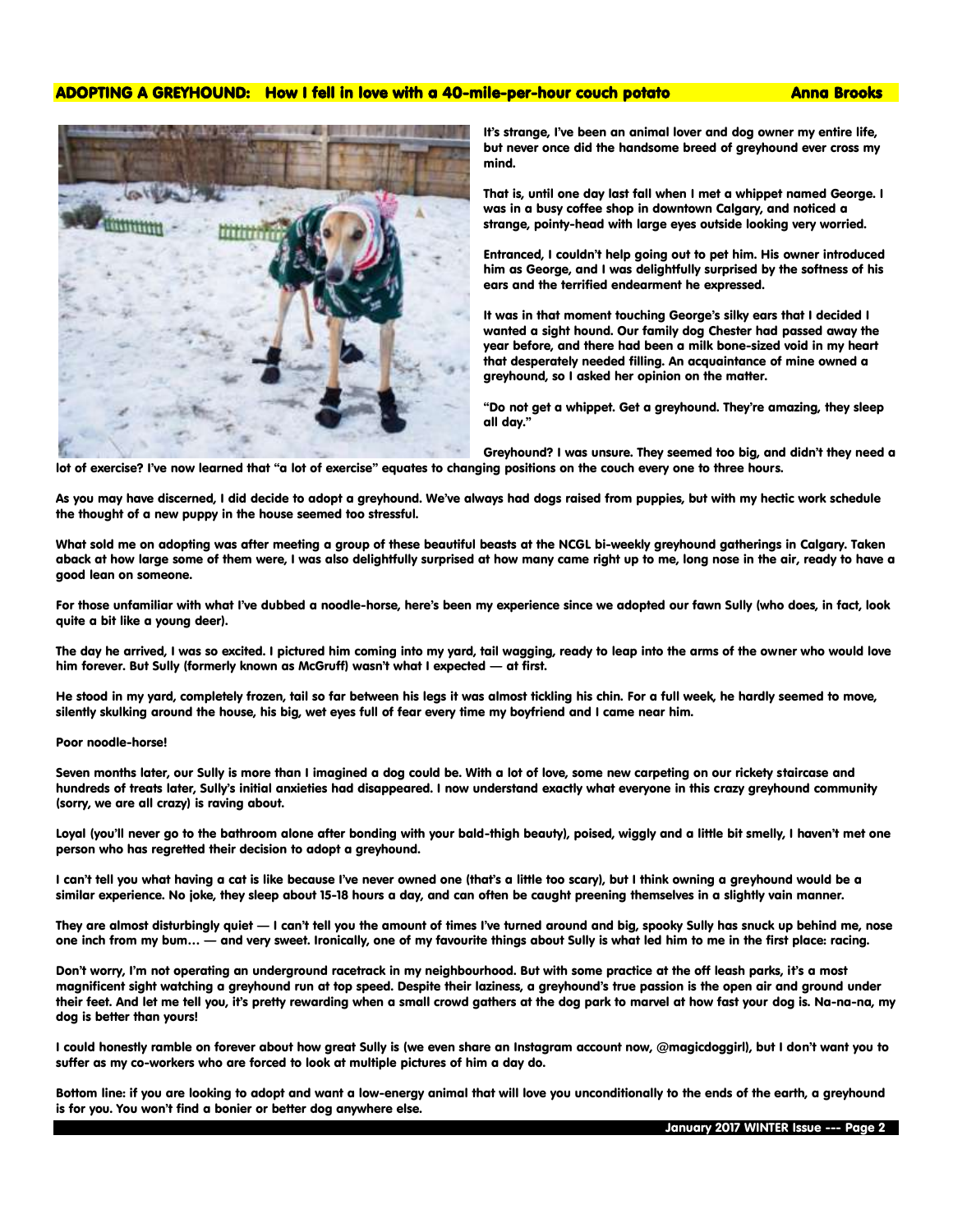## ADOPTING A GREYHOUND: How I fell in love with a 40-mile-per-hour couch potato

**Anna Brooks**

It's strange, I've been an animal lover and dog owner my entire life, but never once did the handsome breed of greyhound ever cross my mind.

That is, until one day last fall when I met a whippet named George. I was in a busy coffee shop in downtown Calgary, and noticed a strange, pointy-head with large eyes outside looking very worried.

Entranced, I couldn't help going out to pet him. His owner introduced him as George, and I was delightfully surprised by the softness of his ears and the terrified endearment he expressed.

It was in that moment touching George's silky ears that I decided I wanted a sight hound. Our family dog Chester had passed away the year before, and there had been a milk bone-sized void in my heart that desperately needed filling. An acquaintance of mine owned a greyhound, so I asked her opinion on the matter.

"Do not get a whippet. Get a greyhound. They're amazing, they sleep all day."

Greyhound? I was unsure. They seemed too big, and didn't they need a lot of exercise? I've now learned that "a lot of exercise" equates to changing positions on the couch every one to three hours.

As you may have discerned, I did decide to adopt a greyhound. We've always had dogs raised from puppies, but with my hectic work schedule the thought of a new puppy in the house seemed too stressful.

What sold me on adopting was after meeting a group of these beautiful beasts at the NCGL bi-weekly greyhound gatherings in Calgary. Taken aback at how large some of them were, I was also delightfully surprised at how many came right up to me, long nose in the air, ready to have a good lean on someone.

For those unfamiliar with what I've dubbed a noodle-horse, here's been my experience since we adopted our fawn Sully (who does, in fact, look quite a bit like a young deer).

The day he arrived, I was so excited. I pictured him coming into my yard, tail wagging, ready to leap into the arms of the owner who would love him forever. But Sully (formerly known as McGruff) wasn't what I expected — at first.

He stood in my yard, completely frozen, tail so far between his legs it was almost tickling his chin. For a full week, he hardly seemed to move, silently skulking around the house, his big, wet eyes full of fear every time my boyfriend and I came near him.

Poor noodle-horse!

Seven months later, our Sully is more than I imagined a dog could be. With a lot of love, some new carpeting on our rickety staircase and hundreds of treats later, Sully's initial anxieties had disappeared. I now understand exactly what everyone in this crazy greyhound community (sorry, we are all crazy) is raving about.

Loyal (you'll never go to the bathroom alone after bonding with your bald-thigh beauty), poised, wiggly and a little bit smelly, I haven't met one person who has regretted their decision to adopt a greyhound.

I can't tell you what having a cat is like because I've never owned one (that's a little too scary), but I think owning a greyhound would be a similar experience. No joke, they sleep about 15-18 hours a day, and can often be caught preening themselves in a slightly vain manner.

They are almost disturbingly quiet — I can't tell you the amount of times I've turned around and big, spooky Sully has snuck up behind me, nose one inch from my bum… — and very sweet. Ironically, one of my favourite things about Sully is what led him to me in the first place: racing.

Don't worry, I'm not operating an underground racetrack in my neighbourhood. But with some practice at the off leash parks, it's a most magnificent sight watching a greyhound run at top speed. Despite their laziness, a greyhound's true passion is the open air and ground under their feet. And let me tell you, it's pretty rewarding when a small crowd gathers at the dog park to marvel at how fast your dog is. Na-na-na, my dog is better than yours!

I could honestly ramble on forever about how great Sully is (we even share an Instagram account now, @magicdoggirl), but I don't want you to suffer as my co-workers who are forced to look at multiple pictures of him a day do.

Bottom line: if you are looking to adopt and want a low-energy animal that will love you unconditionally to the ends of the earth, a greyhound is for you. You won't find a bonier or better dog anywhere else.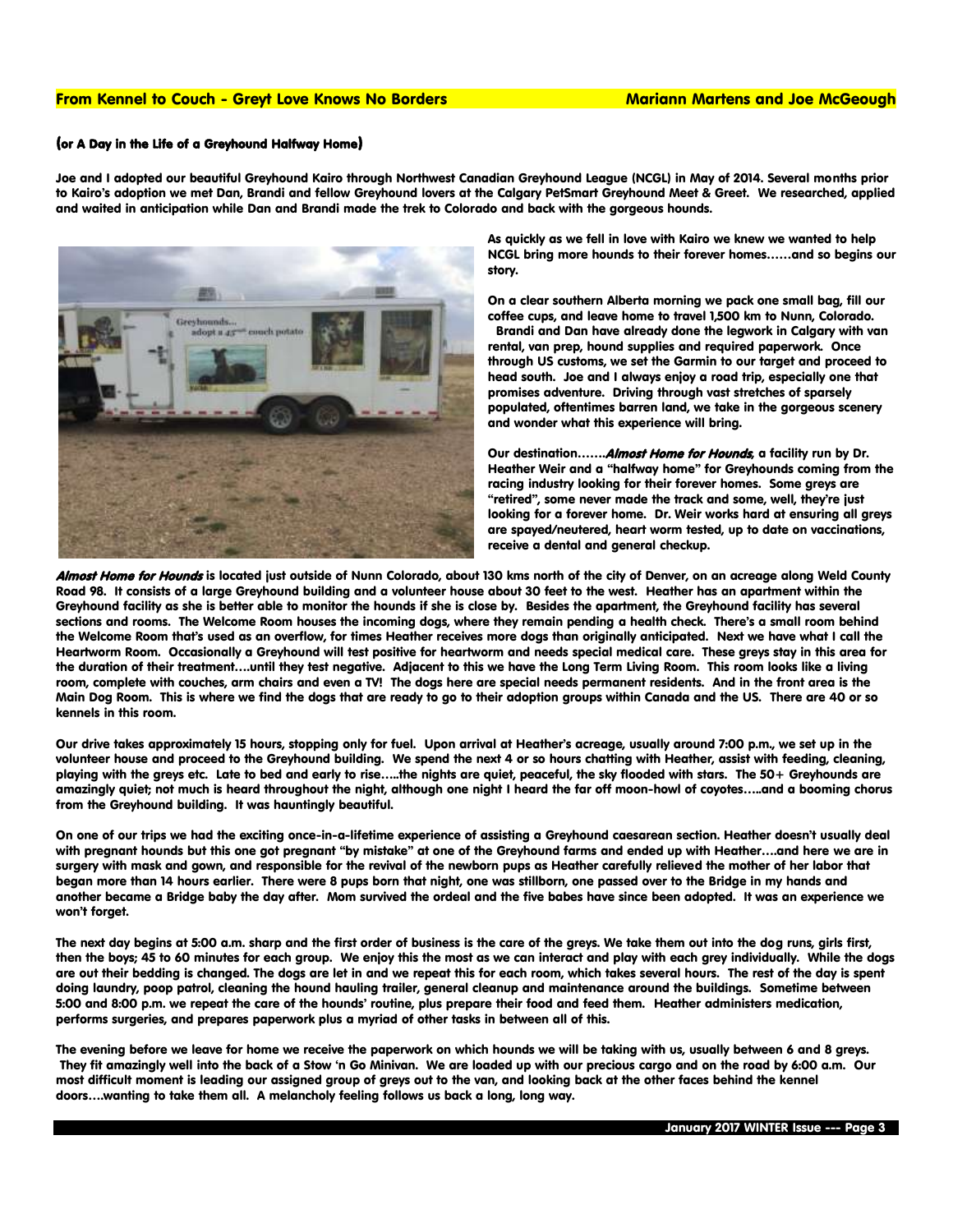## From Kennel to Couch - Greyt Love Knows No Borders

**Mariann Martens and Joe McGeough**

**(or A Day in the Life of a Greyhound Halfway Home)**

**Joe and I adopted our beautiful Greyhound Kairo through Northwest Canadian Greyhound League (NCGL) in May of 2014. Several months prior to Kairo's adoption we met Dan, Brandi and fellow Greyhound lovers at the Calgary PetSmart Greyhound Meet & Greet. We researched, applied and waited in anticipation while Dan and Brandi made the trek to Colorado and back with the gorgeous hounds.**

**As quickly as we fell in love with Kairo we knew we wanted to help NCGL bring more hounds to their forever homes……and so begins our story.**

**On a clear southern Alberta morning we pack one small bag, fill our coffee cups, and leave home to travel 1,500 km to Nunn, Colorado. Brandi and Dan have already done the legwork in Calgary with van rental, van prep, hound supplies and required paperwork. Once through US customs, we set the Garmin to our target and proceed to head south. Joe and I always enjoy a road trip, especially one that promises adventure. Driving through vast stretches of sparsely populated, oftentimes barren land, we take in the gorgeous scenery and wonder what this experience will bring.**

**Our destination…….*Almost Home for Hounds*, a facility run by Dr. Heather Weir and a "halfway home" for Greyhounds coming from the racing industry looking for their forever homes. Some greys are "retired", some never made the track and some, well, they're just looking for a forever home. Dr. Weir works hard at ensuring all greys are spayed/neutered, heart worm tested, up to date on vaccinations, receive a dental and general checkup.**

***Almost Home for Hounds* is located just outside of Nunn Colorado, about 130 kms north of the city of Denver, on an acreage along Weld County Road 98. It consists of a large Greyhound building and a volunteer house about 30 feet to the west. Heather has an apartment within the Greyhound facility as she is better able to monitor the hounds if she is close by. Besides the apartment, the Greyhound facility has several sections and rooms. The Welcome Room houses the incoming dogs, where they remain pending a health check. There's a small room behind the Welcome Room that's used as an overflow, for times Heather receives more dogs than originally anticipated. Next we have what I call the Heartworm Room. Occasionally a Greyhound will test positive for heartworm and needs special medical care. These greys stay in this area for the duration of their treatment….until they test negative. Adjacent to this we have the Long Term Living Room. This room looks like a living room, complete with couches, arm chairs and even a TV! The dogs here are special needs permanent residents. And in the front area is the Main Dog Room. This is where we find the dogs that are ready to go to their adoption groups within Canada and the US. There are 40 or so kennels in this room.**

**Our drive takes approximately 15 hours, stopping only for fuel. Upon arrival at Heather's acreage, usually around 7:00 p.m., we set up in the volunteer house and proceed to the Greyhound building. We spend the next 4 or so hours chatting with Heather, assist with feeding, cleaning, playing with the greys etc. Late to bed and early to rise…..the nights are quiet, peaceful, the sky flooded with stars. The 50+ Greyhounds are amazingly quiet; not much is heard throughout the night, although one night I heard the far off moon-howl of coyotes…..and a booming chorus from the Greyhound building. It was hauntingly beautiful.**

**On one of our trips we had the exciting once-in-a-lifetime experience of assisting a Greyhound caesarean section. Heather doesn't usually deal with pregnant hounds but this one got pregnant "by mistake" at one of the Greyhound farms and ended up with Heather….and here we are in surgery with mask and gown, and responsible for the revival of the newborn pups as Heather carefully relieved the mother of her labor that began more than 14 hours earlier. There were 8 pups born that night, one was stillborn, one passed over to the Bridge in my hands and another became a Bridge baby the day after. Mom survived the ordeal and the five babes have since been adopted. It was an experience we won't forget.**

**The next day begins at 5:00 a.m. sharp and the first order of business is the care of the greys. We take them out into the dog runs, girls first, then the boys; 45 to 60 minutes for each group. We enjoy this the most as we can interact and play with each grey individually. While the dogs are out their bedding is changed. The dogs are let in and we repeat this for each room, which takes several hours. The rest of the day is spent doing laundry, poop patrol, cleaning the hound hauling trailer, general cleanup and maintenance around the buildings. Sometime between 5:00 and 8:00 p.m. we repeat the care of the hounds' routine, plus prepare their food and feed them. Heather administers medication, performs surgeries, and prepares paperwork plus a myriad of other tasks in between all of this.**

**The evening before we leave for home we receive the paperwork on which hounds we will be taking with us, usually between 6 and 8 greys. They fit amazingly well into the back of a Stow 'n Go Minivan. We are loaded up with our precious cargo and on the road by 6:00 a.m. Our most difficult moment is leading our assigned group of greys out to the van, and looking back at the other faces behind the kennel doors….wanting to take them all. A melancholy feeling follows us back a long, long way.**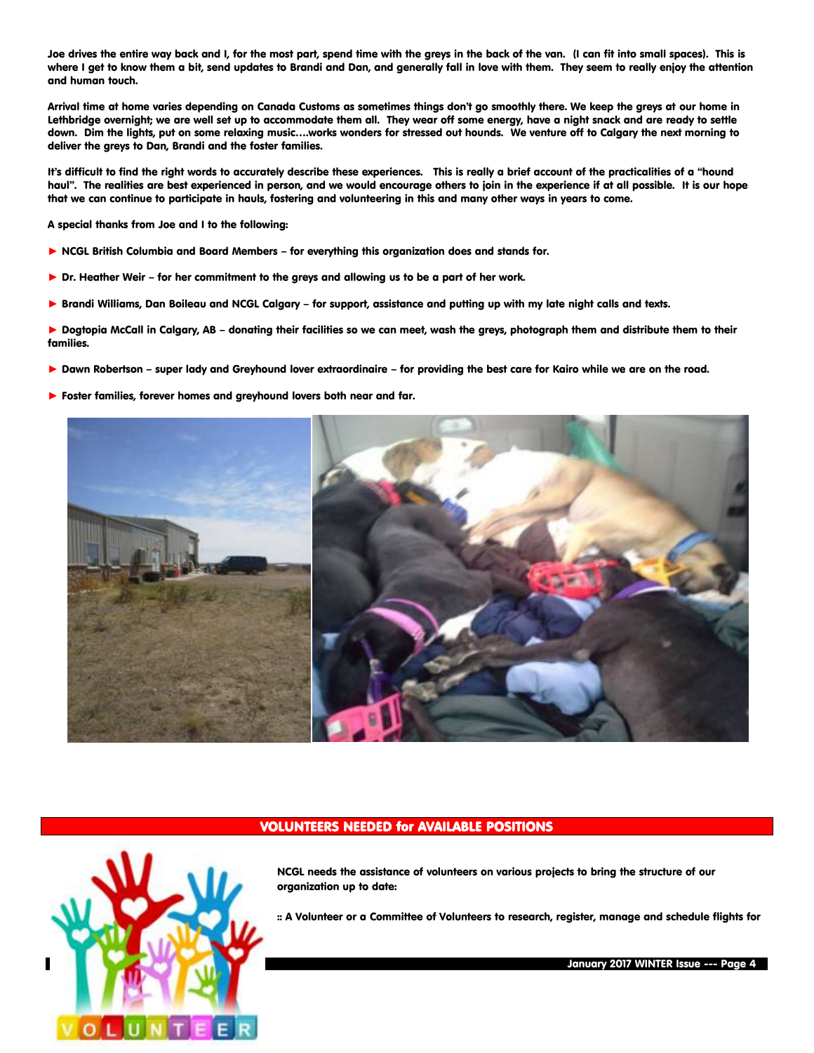**Joe drives the entire way back and I, for the most part, spend time with the greys in the back of the van. (I can fit into small spaces). This is where I get to know them a bit, send updates to Brandi and Dan, and generally fall in love with them. They seem to really enjoy the attention and human touch.**

**Arrival time at home varies depending on Canada Customs as sometimes things don't go smoothly there. We keep the greys at our home in Lethbridge overnight; we are well set up to accommodate them all. They wear off some energy, have a night snack and are ready to settle down. Dim the lights, put on some relaxing music….works wonders for stressed out hounds. We venture off to Calgary the next morning to deliver the greys to Dan, Brandi and the foster families.**

**It's difficult to find the right words to accurately describe these experiences. This is really a brief account of the practicalities of a "hound haul". The realities are best experienced in person, and we would encourage others to join in the experience if at all possible. It is our hope that we can continue to participate in hauls, fostering and volunteering in this and many other ways in years to come.**

**A special thanks from Joe and I to the following:**

► **NCGL British Columbia and Board Members – for everything this organization does and stands for.**

► **Dr. Heather Weir – for her commitment to the greys and allowing us to be a part of her work.**

► **Brandi Williams, Dan Boileau and NCGL Calgary – for support, assistance and putting up with my late night calls and texts.**

► **Dogtopia McCall in Calgary, AB – donating their facilities so we can meet, wash the greys, photograph them and distribute them to their families.**

► **Dawn Robertson – super lady and Greyhound lover extraordinaire – for providing the best care for Kairo while we are on the road.**

► **Foster families, forever homes and greyhound lovers both near and far.**

## VOLUNTEERS NEEDED for AVAILABLE POSITIONS

**NCGL needs the assistance of volunteers on various projects to bring the structure of our organization up to date:**

**:: A Volunteer or a Committee of Volunteers to research, register, manage and schedule flights for**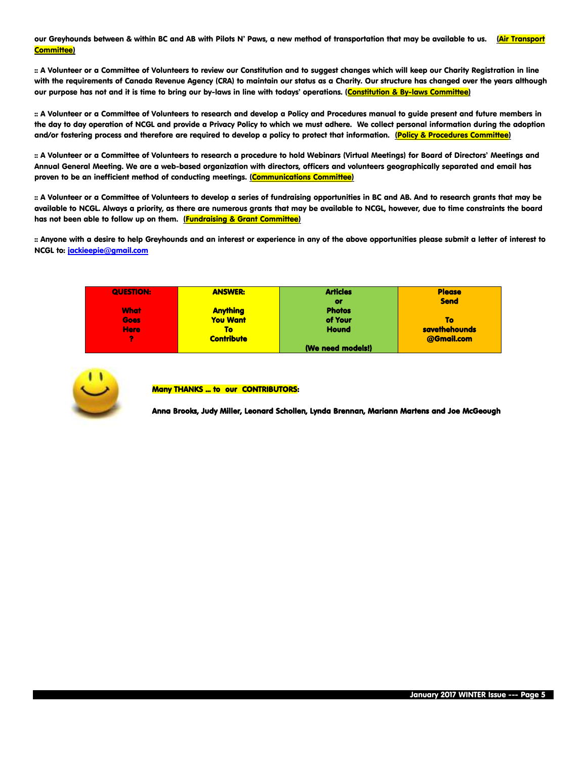**our Greyhounds between & within BC and AB with Pilots N' Paws, a new method of transportation that may be available to us. (Air Transport Committee)**

**:: A Volunteer or a Committee of Volunteers to review our Constitution and to suggest changes which will keep our Charity Registration in line with the requirements of Canada Revenue Agency (CRA) to maintain our status as a Charity. Our structure has changed over the years although our purpose has not and it is time to bring our by-laws in line with todays' operations. (Constitution & By-laws Committee)**

**:: A Volunteer or a Committee of Volunteers to research and develop a Policy and Procedures manual to guide present and future members in the day to day operation of NCGL and provide a Privacy Policy to which we must adhere. We collect personal information during the adoption and/or fostering process and therefore are required to develop a policy to protect that information. (Policy & Procedures Committee)**

**:: A Volunteer or a Committee of Volunteers to research a procedure to hold Webinars (Virtual Meetings) for Board of Directors' Meetings and Annual General Meeting. We are a web-based organization with directors, officers and volunteers geographically separated and email has proven to be an inefficient method of conducting meetings. (Communications Committee)**

**:: A Volunteer or a Committee of Volunteers to develop a series of fundraising opportunities in BC and AB. And to research grants that may be available to NCGL. Always a priority, as there are numerous grants that may be available to NCGL, however, due to time constraints the board has not been able to follow up on them. (Fundraising & Grant Committee)**

**:: Anyone with a desire to help Greyhounds and an interest or experience in any of the above opportunities please submit a letter of interest to NCGL to: jackieepie@gmail.com**

| | | | |
|---|---|---|---|
| **QUESTION: What Goes Here ?** | **ANSWER: Anything You Want To Contribute** | **Articles or Photos of Your Hound (We need models!)** | **Please Send To savethehounds @Gmail.com** |

**Many THANKS ... to our CONTRIBUTORS:**

**Anna Brooks, Judy Miller, Leonard Schollen, Lynda Brennan, Mariann Martens and Joe McGeough**